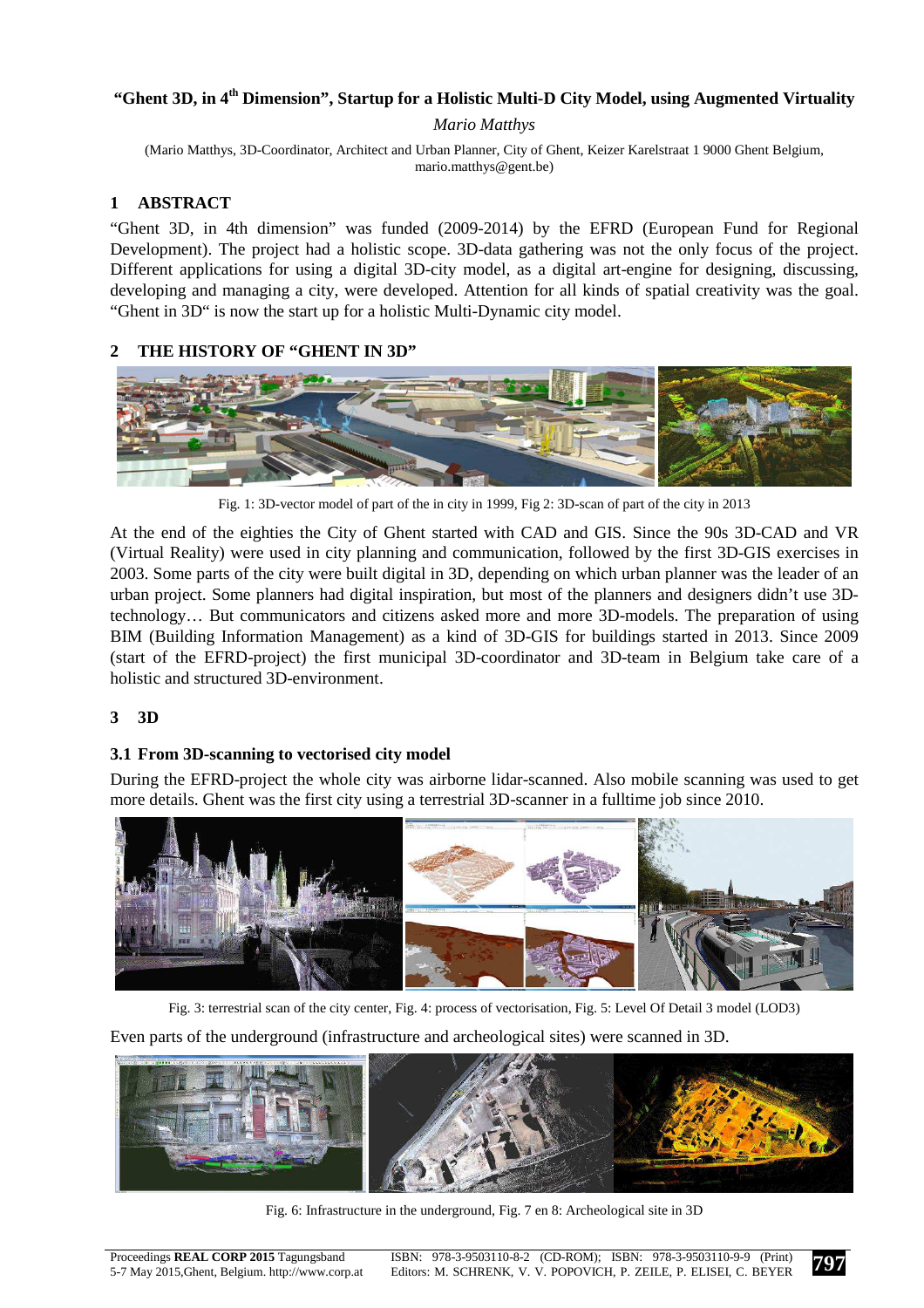# "Ghent 3D, in 4th Dimension", Startup for a Holistic Multi-D City Model, using Augmented Virtuality

*Mario Matthys*

(Mario Matthys, 3D-Coordinator, Architect and Urban Planner, City of Ghent, Keizer Karelstraat 1 9000 Ghent Belgium, mario.matthys@gent.be)

## 1 ABSTRACT

"Ghent 3D, in 4th dimension" was funded (2009-2014) by the EFRD (European Fund for Regional Development). The project had a holistic scope. 3D-data gathering was not the only focus of the project. Different applications for using a digital 3D-city model, as a digital art-engine for designing, discussing, developing and managing a city, were developed. Attention for all kinds of spatial creativity was the goal. "Ghent in 3D" is now the start up for a holistic Multi-Dynamic city model.

## 2 THE HISTORY OF "GHENT IN 3D"

Fig. 1: 3D-vector model of part of the in city in 1999, Fig 2: 3D-scan of part of the city in 2013

At the end of the eighties the City of Ghent started with CAD and GIS. Since the 90s 3D-CAD and VR (Virtual Reality) were used in city planning and communication, followed by the first 3D-GIS exercises in 2003. Some parts of the city were built digital in 3D, depending on which urban planner was the leader of an urban project. Some planners had digital inspiration, but most of the planners and designers didn't use 3D-technology… But communicators and citizens asked more and more 3D-models. The preparation of using BIM (Building Information Management) as a kind of 3D-GIS for buildings started in 2013. Since 2009 (start of the EFRD-project) the first municipal 3D-coordinator and 3D-team in Belgium take care of a holistic and structured 3D-environment.

## 3 3D

### 3.1 From 3D-scanning to vectorised city model

During the EFRD-project the whole city was airborne lidar-scanned. Also mobile scanning was used to get more details. Ghent was the first city using a terrestrial 3D-scanner in a fulltime job since 2010.

Fig. 3: terrestrial scan of the city center, Fig. 4: process of vectorisation, Fig. 5: Level Of Detail 3 model (LOD3)

Even parts of the underground (infrastructure and archeological sites) were scanned in 3D.

Fig. 6: Infrastructure in the underground, Fig. 7 en 8: Archeological site in 3D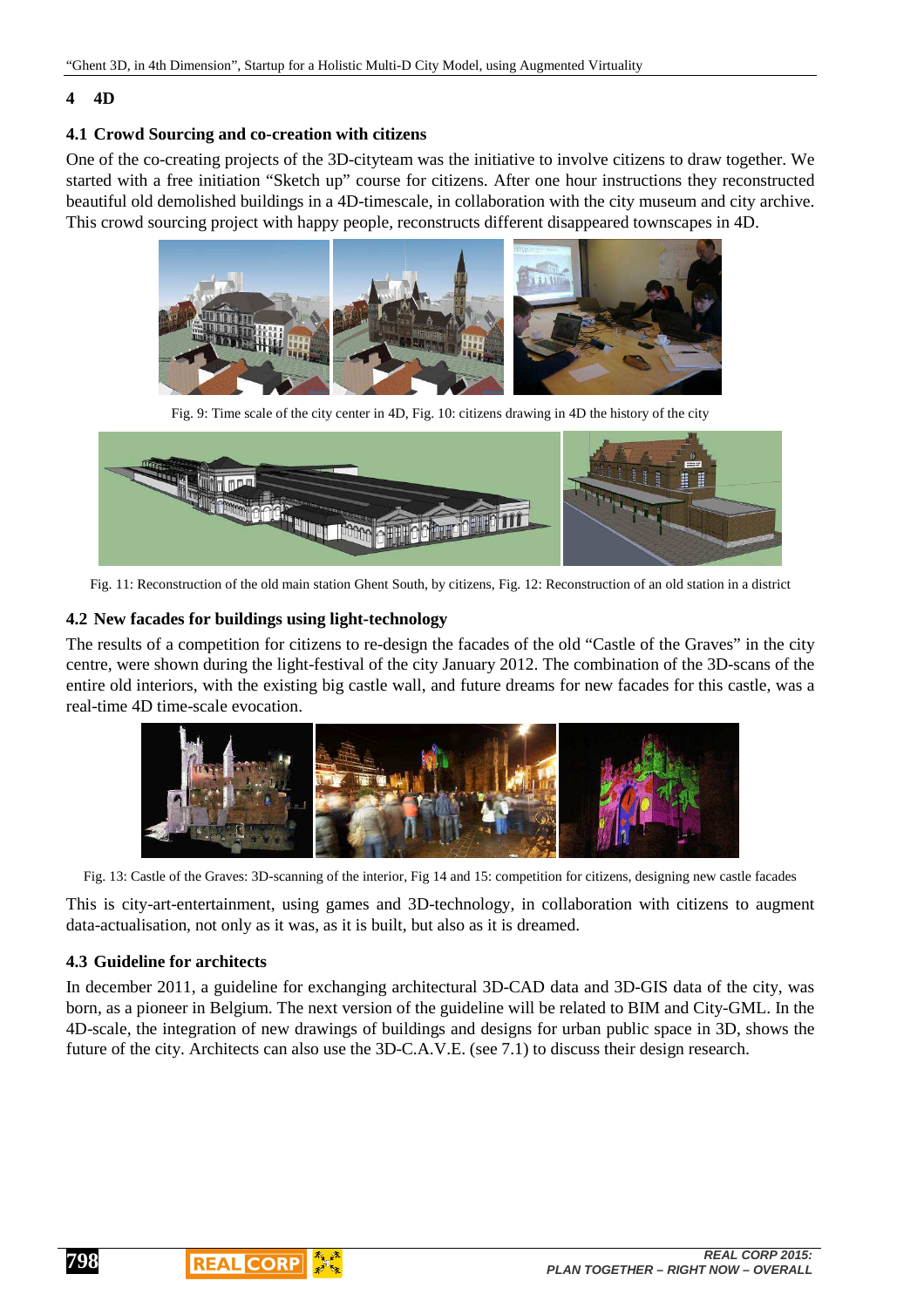# 4 4D

## 4.1 Crowd Sourcing and co-creation with citizens

One of the co-creating projects of the 3D-cityteam was the initiative to involve citizens to draw together. We started with a free initiation "Sketch up" course for citizens. After one hour instructions they reconstructed beautiful old demolished buildings in a 4D-timescale, in collaboration with the city museum and city archive. This crowd sourcing project with happy people, reconstructs different disappeared townscapes in 4D.

Fig. 9: Time scale of the city center in 4D, Fig. 10: citizens drawing in 4D the history of the city

Fig. 11: Reconstruction of the old main station Ghent South, by citizens, Fig. 12: Reconstruction of an old station in a district

## 4.2 New facades for buildings using light-technology

The results of a competition for citizens to re-design the facades of the old "Castle of the Graves" in the city centre, were shown during the light-festival of the city January 2012. The combination of the 3D-scans of the entire old interiors, with the existing big castle wall, and future dreams for new facades for this castle, was a real-time 4D time-scale evocation.

Fig. 13: Castle of the Graves: 3D-scanning of the interior, Fig 14 and 15: competition for citizens, designing new castle facades

This is city-art-entertainment, using games and 3D-technology, in collaboration with citizens to augment data-actualisation, not only as it was, as it is built, but also as it is dreamed.

## 4.3 Guideline for architects

In december 2011, a guideline for exchanging architectural 3D-CAD data and 3D-GIS data of the city, was born, as a pioneer in Belgium. The next version of the guideline will be related to BIM and City-GML. In the 4D-scale, the integration of new drawings of buildings and designs for urban public space in 3D, shows the future of the city. Architects can also use the 3D-C.A.V.E. (see 7.1) to discuss their design research.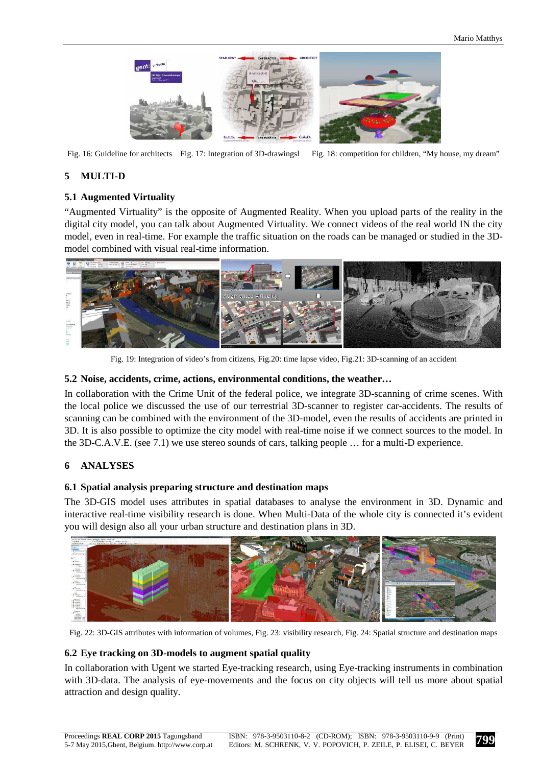Fig. 16: Guideline for architects   Fig. 17: Integration of 3D-drawingsl   Fig. 18: competition for children, "My house, my dream"

## 5 MULTI-D

### 5.1 Augmented Virtuality

"Augmented Virtuality" is the opposite of Augmented Reality. When you upload parts of the reality in the digital city model, you can talk about Augmented Virtuality. We connect videos of the real world IN the city model, even in real-time. For example the traffic situation on the roads can be managed or studied in the 3D-model combined with visual real-time information.

Fig. 19: Integration of video's from citizens, Fig.20: time lapse video, Fig.21: 3D-scanning of an accident

### 5.2 Noise, accidents, crime, actions, environmental conditions, the weather…

In collaboration with the Crime Unit of the federal police, we integrate 3D-scanning of crime scenes. With the local police we discussed the use of our terrestrial 3D-scanner to register car-accidents. The results of scanning can be combined with the environment of the 3D-model, even the results of accidents are printed in 3D. It is also possible to optimize the city model with real-time noise if we connect sources to the model. In the 3D-C.A.V.E. (see 7.1) we use stereo sounds of cars, talking people … for a multi-D experience.

## 6 ANALYSES

### 6.1 Spatial analysis preparing structure and destination maps

The 3D-GIS model uses attributes in spatial databases to analyse the environment in 3D. Dynamic and interactive real-time visibility research is done. When Multi-Data of the whole city is connected it's evident you will design also all your urban structure and destination plans in 3D.

Fig. 22: 3D-GIS attributes with information of volumes, Fig. 23: visibility research, Fig. 24: Spatial structure and destination maps

### 6.2 Eye tracking on 3D-models to augment spatial quality

In collaboration with Ugent we started Eye-tracking research, using Eye-tracking instruments in combination with 3D-data. The analysis of eye-movements and the focus on city objects will tell us more about spatial attraction and design quality.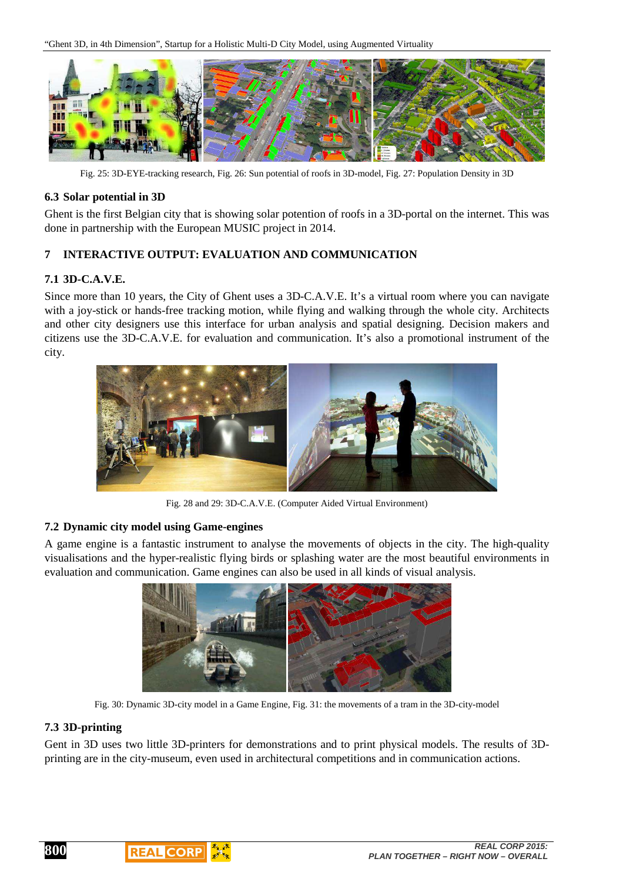Fig. 25: 3D-EYE-tracking research, Fig. 26: Sun potential of roofs in 3D-model, Fig. 27: Population Density in 3D

### 6.3 Solar potential in 3D

Ghent is the first Belgian city that is showing solar potention of roofs in a 3D-portal on the internet. This was done in partnership with the European MUSIC project in 2014.

## 7 INTERACTIVE OUTPUT: EVALUATION AND COMMUNICATION

### 7.1 3D-C.A.V.E.

Since more than 10 years, the City of Ghent uses a 3D-C.A.V.E. It's a virtual room where you can navigate with a joy-stick or hands-free tracking motion, while flying and walking through the whole city. Architects and other city designers use this interface for urban analysis and spatial designing. Decision makers and citizens use the 3D-C.A.V.E. for evaluation and communication. It's also a promotional instrument of the city.

Fig. 28 and 29: 3D-C.A.V.E. (Computer Aided Virtual Environment)

### 7.2 Dynamic city model using Game-engines

A game engine is a fantastic instrument to analyse the movements of objects in the city. The high-quality visualisations and the hyper-realistic flying birds or splashing water are the most beautiful environments in evaluation and communication. Game engines can also be used in all kinds of visual analysis.

Fig. 30: Dynamic 3D-city model in a Game Engine, Fig. 31: the movements of a tram in the 3D-city-model

### 7.3 3D-printing

Gent in 3D uses two little 3D-printers for demonstrations and to print physical models. The results of 3D-printing are in the city-museum, even used in architectural competitions and in communication actions.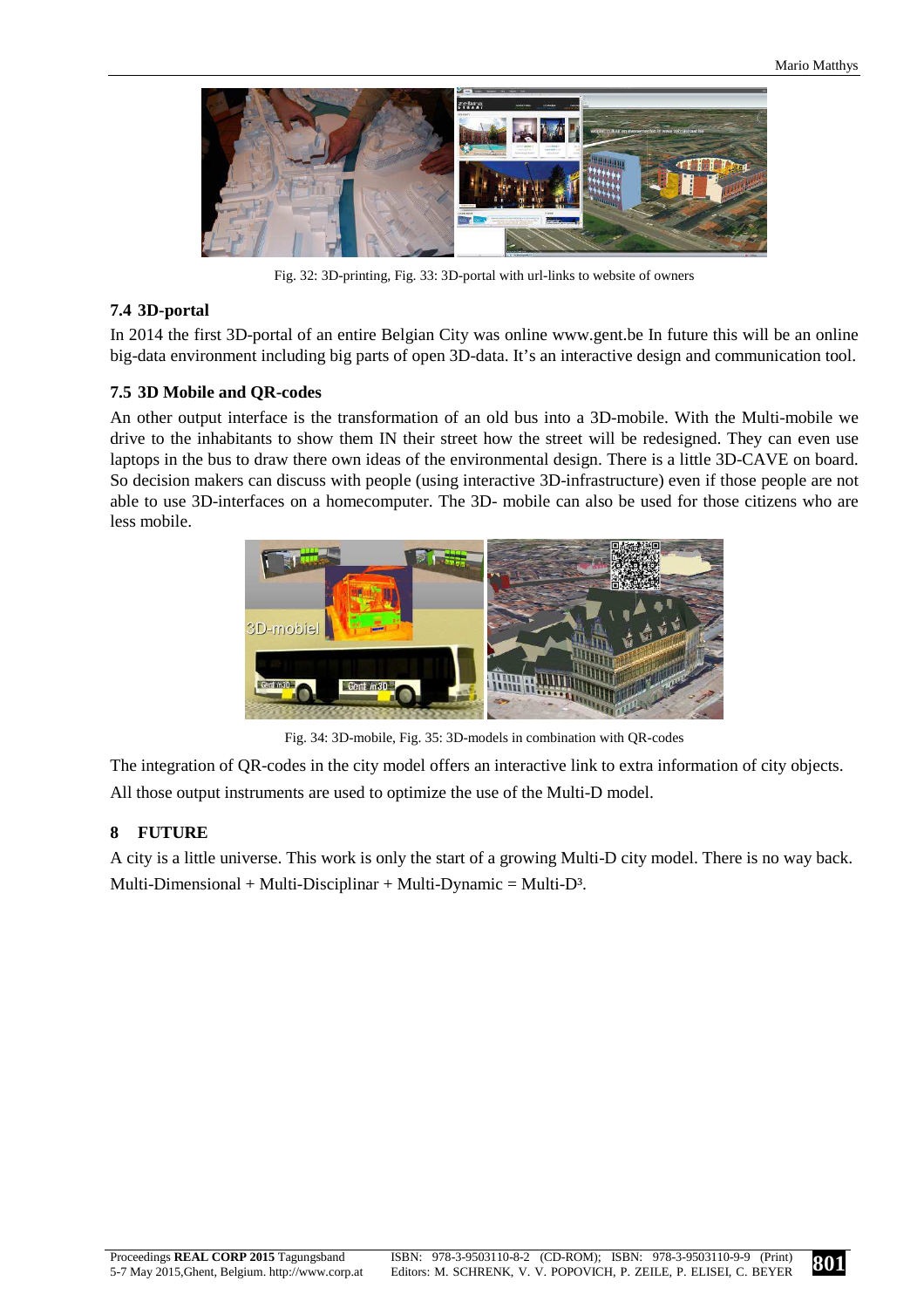Fig. 32: 3D-printing, Fig. 33: 3D-portal with url-links to website of owners

### 7.4 3D-portal

In 2014 the first 3D-portal of an entire Belgian City was online www.gent.be In future this will be an online big-data environment including big parts of open 3D-data. It's an interactive design and communication tool.

### 7.5 3D Mobile and QR-codes

An other output interface is the transformation of an old bus into a 3D-mobile. With the Multi-mobile we drive to the inhabitants to show them IN their street how the street will be redesigned. They can even use laptops in the bus to draw there own ideas of the environmental design. There is a little 3D-CAVE on board. So decision makers can discuss with people (using interactive 3D-infrastructure) even if those people are not able to use 3D-interfaces on a homecomputer. The 3D- mobile can also be used for those citizens who are less mobile.

Fig. 34: 3D-mobile, Fig. 35: 3D-models in combination with QR-codes

The integration of QR-codes in the city model offers an interactive link to extra information of city objects.

All those output instruments are used to optimize the use of the Multi-D model.

## 8 FUTURE

A city is a little universe. This work is only the start of a growing Multi-D city model. There is no way back.

Multi-Dimensional + Multi-Disciplinar + Multi-Dynamic = Multi-D³.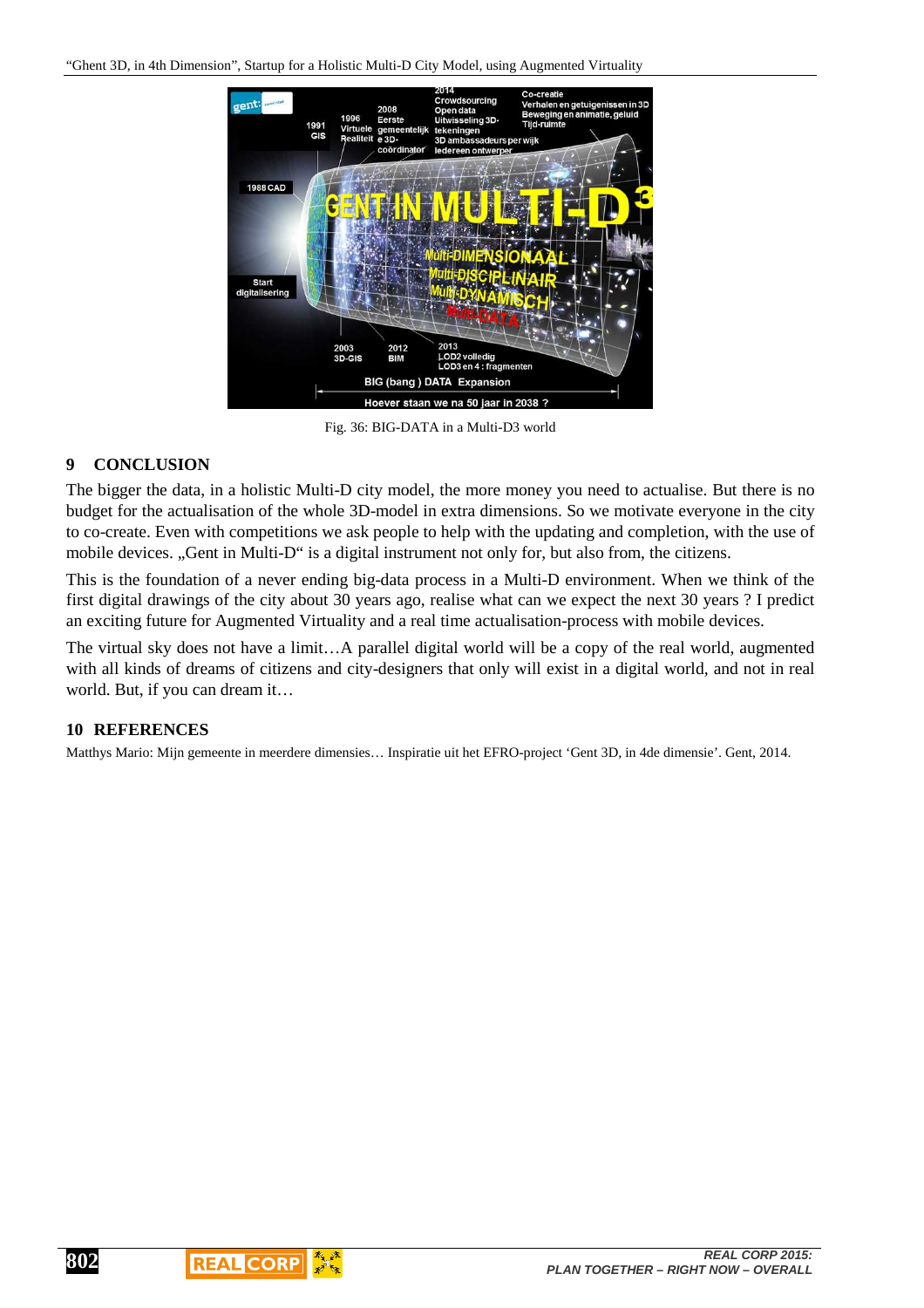Fig. 36: BIG-DATA in a Multi-D3 world

## 9 CONCLUSION

The bigger the data, in a holistic Multi-D city model, the more money you need to actualise. But there is no budget for the actualisation of the whole 3D-model in extra dimensions. So we motivate everyone in the city to co-create. Even with competitions we ask people to help with the updating and completion, with the use of mobile devices. „Gent in Multi-D" is a digital instrument not only for, but also from, the citizens.

This is the foundation of a never ending big-data process in a Multi-D environment. When we think of the first digital drawings of the city about 30 years ago, realise what can we expect the next 30 years ? I predict an exciting future for Augmented Virtuality and a real time actualisation-process with mobile devices.

The virtual sky does not have a limit…A parallel digital world will be a copy of the real world, augmented with all kinds of dreams of citizens and city-designers that only will exist in a digital world, and not in real world. But, if you can dream it…

## 10 REFERENCES

Matthys Mario: Mijn gemeente in meerdere dimensies… Inspiratie uit het EFRO-project 'Gent 3D, in 4de dimensie'. Gent, 2014.